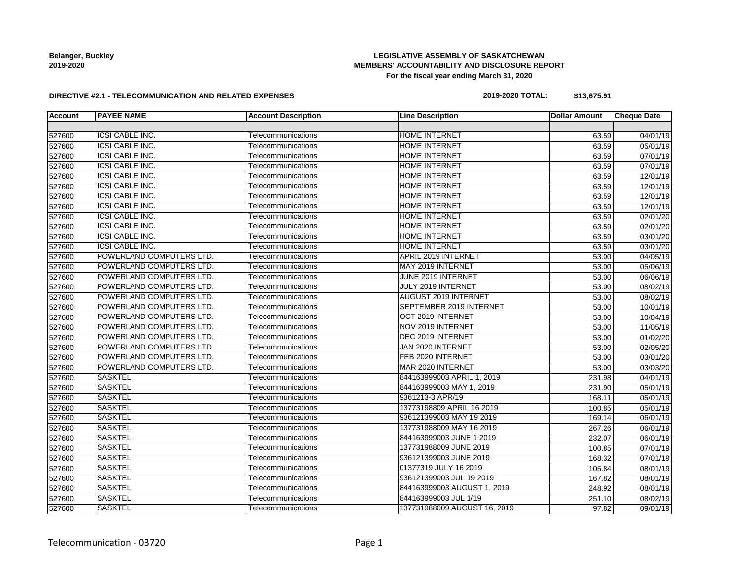**Belanger, Buckley**
**2019-2020**

**LEGISLATIVE ASSEMBLY OF SASKATCHEWAN**
**MEMBERS' ACCOUNTABILITY AND DISCLOSURE REPORT**
**For the fiscal year ending March 31, 2020**

**DIRECTIVE #2.1 - TELECOMMUNICATION AND RELATED EXPENSES**

**2019-2020 TOTAL: $13,675.91**

| Account | PAYEE NAME | Account Description | Line Description | Dollar Amount | Cheque Date |
|---|---|---|---|---|---|
| | | | | | |
| 527600 | ICSI CABLE INC. | Telecommunications | HOME INTERNET | 63.59 | 04/01/19 |
| 527600 | ICSI CABLE INC. | Telecommunications | HOME INTERNET | 63.59 | 05/01/19 |
| 527600 | ICSI CABLE INC. | Telecommunications | HOME INTERNET | 63.59 | 07/01/19 |
| 527600 | ICSI CABLE INC. | Telecommunications | HOME INTERNET | 63.59 | 07/01/19 |
| 527600 | ICSI CABLE INC. | Telecommunications | HOME INTERNET | 63.59 | 12/01/19 |
| 527600 | ICSI CABLE INC. | Telecommunications | HOME INTERNET | 63.59 | 12/01/19 |
| 527600 | ICSI CABLE INC. | Telecommunications | HOME INTERNET | 63.59 | 12/01/19 |
| 527600 | ICSI CABLE INC. | Telecommunications | HOME INTERNET | 63.59 | 12/01/19 |
| 527600 | ICSI CABLE INC. | Telecommunications | HOME INTERNET | 63.59 | 02/01/20 |
| 527600 | ICSI CABLE INC. | Telecommunications | HOME INTERNET | 63.59 | 02/01/20 |
| 527600 | ICSI CABLE INC. | Telecommunications | HOME INTERNET | 63.59 | 03/01/20 |
| 527600 | ICSI CABLE INC. | Telecommunications | HOME INTERNET | 63.59 | 03/01/20 |
| 527600 | POWERLAND COMPUTERS LTD. | Telecommunications | APRIL 2019 INTERNET | 53.00 | 04/05/19 |
| 527600 | POWERLAND COMPUTERS LTD. | Telecommunications | MAY 2019 INTERNET | 53.00 | 05/06/19 |
| 527600 | POWERLAND COMPUTERS LTD. | Telecommunications | JUNE 2019 INTERNET | 53.00 | 06/06/19 |
| 527600 | POWERLAND COMPUTERS LTD. | Telecommunications | JULY 2019 INTERNET | 53.00 | 08/02/19 |
| 527600 | POWERLAND COMPUTERS LTD. | Telecommunications | AUGUST 2019 INTERNET | 53.00 | 08/02/19 |
| 527600 | POWERLAND COMPUTERS LTD. | Telecommunications | SEPTEMBER 2019 INTERNET | 53.00 | 10/01/19 |
| 527600 | POWERLAND COMPUTERS LTD. | Telecommunications | OCT 2019 INTERNET | 53.00 | 10/04/19 |
| 527600 | POWERLAND COMPUTERS LTD. | Telecommunications | NOV 2019 INTERNET | 53.00 | 11/05/19 |
| 527600 | POWERLAND COMPUTERS LTD. | Telecommunications | DEC 2019 INTERNET | 53.00 | 01/02/20 |
| 527600 | POWERLAND COMPUTERS LTD. | Telecommunications | JAN 2020 INTERNET | 53.00 | 02/05/20 |
| 527600 | POWERLAND COMPUTERS LTD. | Telecommunications | FEB 2020 INTERNET | 53.00 | 03/01/20 |
| 527600 | POWERLAND COMPUTERS LTD. | Telecommunications | MAR 2020 INTERNET | 53.00 | 03/03/20 |
| 527600 | SASKTEL | Telecommunications | 844163999003 APRIL 1, 2019 | 231.98 | 04/01/19 |
| 527600 | SASKTEL | Telecommunications | 844163999003 MAY 1, 2019 | 231.90 | 05/01/19 |
| 527600 | SASKTEL | Telecommunications | 9361213-3 APR/19 | 168.11 | 05/01/19 |
| 527600 | SASKTEL | Telecommunications | 13773198809 APRIL 16 2019 | 100.85 | 05/01/19 |
| 527600 | SASKTEL | Telecommunications | 936121399003 MAY 19 2019 | 169.14 | 06/01/19 |
| 527600 | SASKTEL | Telecommunications | 137731988009 MAY 16 2019 | 267.26 | 06/01/19 |
| 527600 | SASKTEL | Telecommunications | 844163999003 JUNE 1 2019 | 232.07 | 06/01/19 |
| 527600 | SASKTEL | Telecommunications | 137731988009 JUNE 2019 | 100.85 | 07/01/19 |
| 527600 | SASKTEL | Telecommunications | 936121399003 JUNE 2019 | 168.32 | 07/01/19 |
| 527600 | SASKTEL | Telecommunications | 01377319 JULY 16 2019 | 105.84 | 08/01/19 |
| 527600 | SASKTEL | Telecommunications | 936121399003 JUL 19 2019 | 167.82 | 08/01/19 |
| 527600 | SASKTEL | Telecommunications | 844163999003 AUGUST 1, 2019 | 248.92 | 08/01/19 |
| 527600 | SASKTEL | Telecommunications | 844163999003 JUL 1/19 | 251.10 | 08/02/19 |
| 527600 | SASKTEL | Telecommunications | 137731988009 AUGUST 16, 2019 | 97.82 | 09/01/19 |

Telecommunication - 03720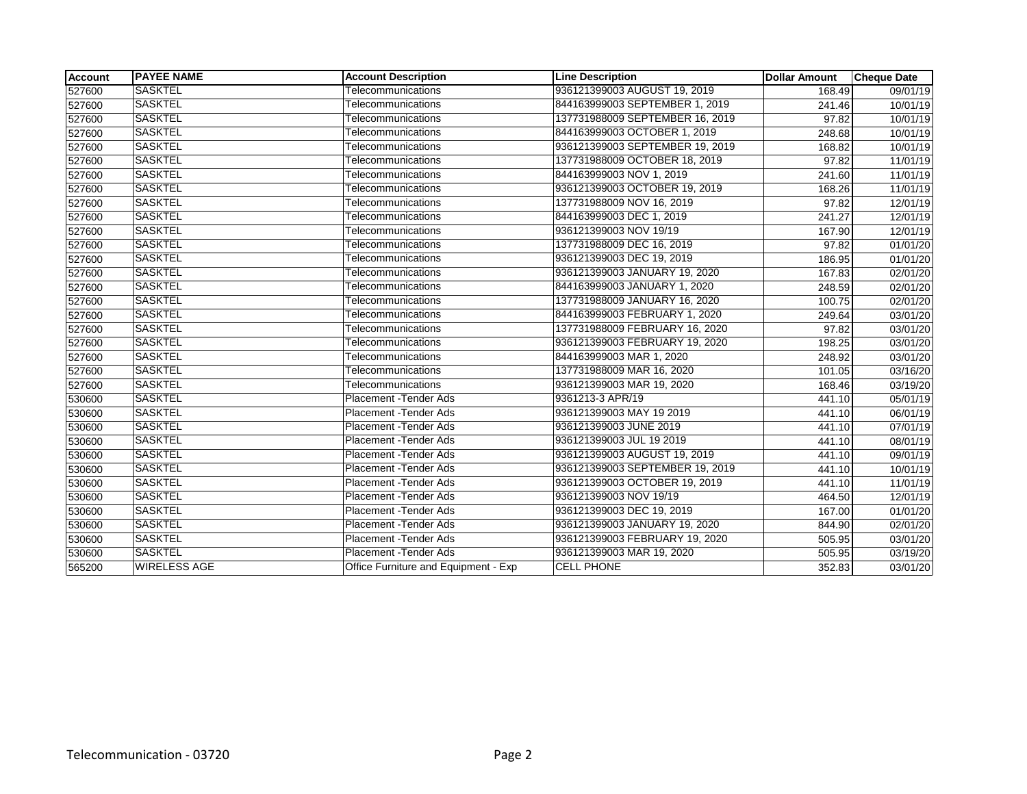| Account | PAYEE NAME | Account Description | Line Description | Dollar Amount | Cheque Date |
|---|---|---|---|---|---|
| 527600 | SASKTEL | Telecommunications | 936121399003 AUGUST 19, 2019 | 168.49 | 09/01/19 |
| 527600 | SASKTEL | Telecommunications | 844163999003 SEPTEMBER 1, 2019 | 241.46 | 10/01/19 |
| 527600 | SASKTEL | Telecommunications | 137731988009 SEPTEMBER 16, 2019 | 97.82 | 10/01/19 |
| 527600 | SASKTEL | Telecommunications | 844163999003 OCTOBER 1, 2019 | 248.68 | 10/01/19 |
| 527600 | SASKTEL | Telecommunications | 936121399003 SEPTEMBER 19, 2019 | 168.82 | 10/01/19 |
| 527600 | SASKTEL | Telecommunications | 137731988009 OCTOBER 18, 2019 | 97.82 | 11/01/19 |
| 527600 | SASKTEL | Telecommunications | 844163999003 NOV 1, 2019 | 241.60 | 11/01/19 |
| 527600 | SASKTEL | Telecommunications | 936121399003 OCTOBER 19, 2019 | 168.26 | 11/01/19 |
| 527600 | SASKTEL | Telecommunications | 137731988009 NOV 16, 2019 | 97.82 | 12/01/19 |
| 527600 | SASKTEL | Telecommunications | 844163999003 DEC 1, 2019 | 241.27 | 12/01/19 |
| 527600 | SASKTEL | Telecommunications | 936121399003 NOV 19/19 | 167.90 | 12/01/19 |
| 527600 | SASKTEL | Telecommunications | 137731988009 DEC 16, 2019 | 97.82 | 01/01/20 |
| 527600 | SASKTEL | Telecommunications | 936121399003 DEC 19, 2019 | 186.95 | 01/01/20 |
| 527600 | SASKTEL | Telecommunications | 936121399003 JANUARY 19, 2020 | 167.83 | 02/01/20 |
| 527600 | SASKTEL | Telecommunications | 844163999003 JANUARY 1, 2020 | 248.59 | 02/01/20 |
| 527600 | SASKTEL | Telecommunications | 137731988009 JANUARY 16, 2020 | 100.75 | 02/01/20 |
| 527600 | SASKTEL | Telecommunications | 844163999003 FEBRUARY 1, 2020 | 249.64 | 03/01/20 |
| 527600 | SASKTEL | Telecommunications | 137731988009 FEBRUARY 16, 2020 | 97.82 | 03/01/20 |
| 527600 | SASKTEL | Telecommunications | 936121399003 FEBRUARY 19, 2020 | 198.25 | 03/01/20 |
| 527600 | SASKTEL | Telecommunications | 844163999003 MAR 1, 2020 | 248.92 | 03/01/20 |
| 527600 | SASKTEL | Telecommunications | 137731988009 MAR 16, 2020 | 101.05 | 03/16/20 |
| 527600 | SASKTEL | Telecommunications | 936121399003 MAR 19, 2020 | 168.46 | 03/19/20 |
| 530600 | SASKTEL | Placement -Tender Ads | 9361213-3 APR/19 | 441.10 | 05/01/19 |
| 530600 | SASKTEL | Placement -Tender Ads | 936121399003 MAY 19 2019 | 441.10 | 06/01/19 |
| 530600 | SASKTEL | Placement -Tender Ads | 936121399003 JUNE 2019 | 441.10 | 07/01/19 |
| 530600 | SASKTEL | Placement -Tender Ads | 936121399003 JUL 19 2019 | 441.10 | 08/01/19 |
| 530600 | SASKTEL | Placement -Tender Ads | 936121399003 AUGUST 19, 2019 | 441.10 | 09/01/19 |
| 530600 | SASKTEL | Placement -Tender Ads | 936121399003 SEPTEMBER 19, 2019 | 441.10 | 10/01/19 |
| 530600 | SASKTEL | Placement -Tender Ads | 936121399003 OCTOBER 19, 2019 | 441.10 | 11/01/19 |
| 530600 | SASKTEL | Placement -Tender Ads | 936121399003 NOV 19/19 | 464.50 | 12/01/19 |
| 530600 | SASKTEL | Placement -Tender Ads | 936121399003 DEC 19, 2019 | 167.00 | 01/01/20 |
| 530600 | SASKTEL | Placement -Tender Ads | 936121399003 JANUARY 19, 2020 | 844.90 | 02/01/20 |
| 530600 | SASKTEL | Placement -Tender Ads | 936121399003 FEBRUARY 19, 2020 | 505.95 | 03/01/20 |
| 530600 | SASKTEL | Placement -Tender Ads | 936121399003 MAR 19, 2020 | 505.95 | 03/19/20 |
| 565200 | WIRELESS AGE | Office Furniture and Equipment - Exp | CELL PHONE | 352.83 | 03/01/20 |

Telecommunication - 03720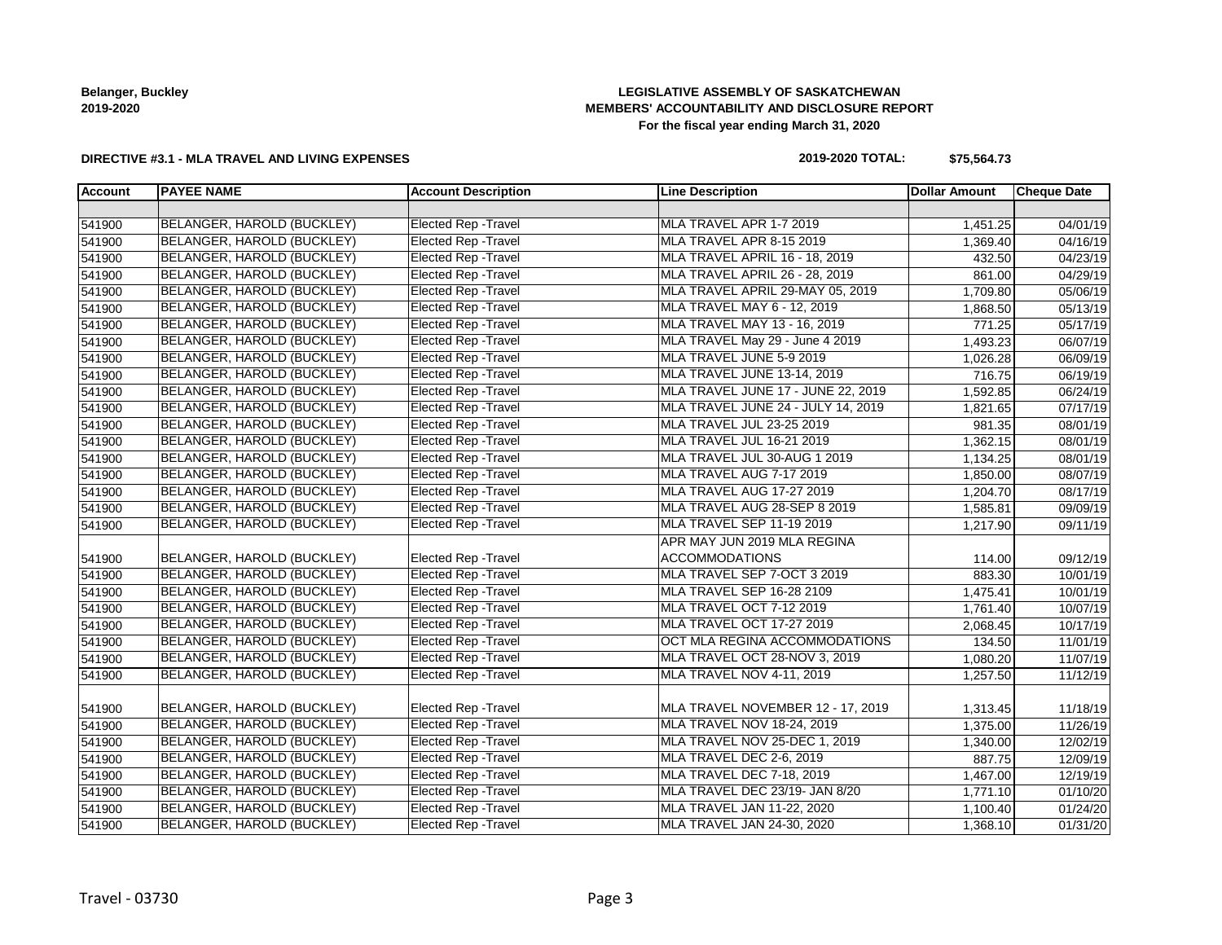**Belanger, Buckley**
**2019-2020**

**LEGISLATIVE ASSEMBLY OF SASKATCHEWAN**
**MEMBERS' ACCOUNTABILITY AND DISCLOSURE REPORT**
**For the fiscal year ending March 31, 2020**

**DIRECTIVE #3.1 - MLA TRAVEL AND LIVING EXPENSES**

**2019-2020 TOTAL: $75,564.73**

| Account | PAYEE NAME | Account Description | Line Description | Dollar Amount | Cheque Date |
|---|---|---|---|---|---|
| | | | | | |
| 541900 | BELANGER, HAROLD (BUCKLEY) | Elected Rep -Travel | MLA TRAVEL APR 1-7 2019 | 1,451.25 | 04/01/19 |
| 541900 | BELANGER, HAROLD (BUCKLEY) | Elected Rep -Travel | MLA TRAVEL APR 8-15 2019 | 1,369.40 | 04/16/19 |
| 541900 | BELANGER, HAROLD (BUCKLEY) | Elected Rep -Travel | MLA TRAVEL APRIL 16 - 18, 2019 | 432.50 | 04/23/19 |
| 541900 | BELANGER, HAROLD (BUCKLEY) | Elected Rep -Travel | MLA TRAVEL APRIL 26 - 28, 2019 | 861.00 | 04/29/19 |
| 541900 | BELANGER, HAROLD (BUCKLEY) | Elected Rep -Travel | MLA TRAVEL APRIL 29-MAY 05, 2019 | 1,709.80 | 05/06/19 |
| 541900 | BELANGER, HAROLD (BUCKLEY) | Elected Rep -Travel | MLA TRAVEL MAY 6 - 12, 2019 | 1,868.50 | 05/13/19 |
| 541900 | BELANGER, HAROLD (BUCKLEY) | Elected Rep -Travel | MLA TRAVEL MAY 13 - 16, 2019 | 771.25 | 05/17/19 |
| 541900 | BELANGER, HAROLD (BUCKLEY) | Elected Rep -Travel | MLA TRAVEL May 29 - June 4 2019 | 1,493.23 | 06/07/19 |
| 541900 | BELANGER, HAROLD (BUCKLEY) | Elected Rep -Travel | MLA TRAVEL JUNE 5-9 2019 | 1,026.28 | 06/09/19 |
| 541900 | BELANGER, HAROLD (BUCKLEY) | Elected Rep -Travel | MLA TRAVEL JUNE 13-14, 2019 | 716.75 | 06/19/19 |
| 541900 | BELANGER, HAROLD (BUCKLEY) | Elected Rep -Travel | MLA TRAVEL JUNE 17 - JUNE 22, 2019 | 1,592.85 | 06/24/19 |
| 541900 | BELANGER, HAROLD (BUCKLEY) | Elected Rep -Travel | MLA TRAVEL JUNE 24 - JULY 14, 2019 | 1,821.65 | 07/17/19 |
| 541900 | BELANGER, HAROLD (BUCKLEY) | Elected Rep -Travel | MLA TRAVEL JUL 23-25 2019 | 981.35 | 08/01/19 |
| 541900 | BELANGER, HAROLD (BUCKLEY) | Elected Rep -Travel | MLA TRAVEL JUL 16-21 2019 | 1,362.15 | 08/01/19 |
| 541900 | BELANGER, HAROLD (BUCKLEY) | Elected Rep -Travel | MLA TRAVEL JUL 30-AUG 1 2019 | 1,134.25 | 08/01/19 |
| 541900 | BELANGER, HAROLD (BUCKLEY) | Elected Rep -Travel | MLA TRAVEL AUG 7-17 2019 | 1,850.00 | 08/07/19 |
| 541900 | BELANGER, HAROLD (BUCKLEY) | Elected Rep -Travel | MLA TRAVEL AUG 17-27 2019 | 1,204.70 | 08/17/19 |
| 541900 | BELANGER, HAROLD (BUCKLEY) | Elected Rep -Travel | MLA TRAVEL AUG 28-SEP 8 2019 | 1,585.81 | 09/09/19 |
| 541900 | BELANGER, HAROLD (BUCKLEY) | Elected Rep -Travel | MLA TRAVEL SEP 11-19 2019 | 1,217.90 | 09/11/19 |
| 541900 | BELANGER, HAROLD (BUCKLEY) | Elected Rep -Travel | APR MAY JUN 2019 MLA REGINA ACCOMMODATIONS | 114.00 | 09/12/19 |
| 541900 | BELANGER, HAROLD (BUCKLEY) | Elected Rep -Travel | MLA TRAVEL SEP 7-OCT 3 2019 | 883.30 | 10/01/19 |
| 541900 | BELANGER, HAROLD (BUCKLEY) | Elected Rep -Travel | MLA TRAVEL SEP 16-28 2109 | 1,475.41 | 10/01/19 |
| 541900 | BELANGER, HAROLD (BUCKLEY) | Elected Rep -Travel | MLA TRAVEL OCT 7-12 2019 | 1,761.40 | 10/07/19 |
| 541900 | BELANGER, HAROLD (BUCKLEY) | Elected Rep -Travel | MLA TRAVEL OCT 17-27 2019 | 2,068.45 | 10/17/19 |
| 541900 | BELANGER, HAROLD (BUCKLEY) | Elected Rep -Travel | OCT MLA REGINA ACCOMMODATIONS | 134.50 | 11/01/19 |
| 541900 | BELANGER, HAROLD (BUCKLEY) | Elected Rep -Travel | MLA TRAVEL OCT 28-NOV 3, 2019 | 1,080.20 | 11/07/19 |
| 541900 | BELANGER, HAROLD (BUCKLEY) | Elected Rep -Travel | MLA TRAVEL NOV 4-11, 2019 | 1,257.50 | 11/12/19 |
| 541900 | BELANGER, HAROLD (BUCKLEY) | Elected Rep -Travel | MLA TRAVEL NOVEMBER 12 - 17, 2019 | 1,313.45 | 11/18/19 |
| 541900 | BELANGER, HAROLD (BUCKLEY) | Elected Rep -Travel | MLA TRAVEL NOV 18-24, 2019 | 1,375.00 | 11/26/19 |
| 541900 | BELANGER, HAROLD (BUCKLEY) | Elected Rep -Travel | MLA TRAVEL NOV 25-DEC 1, 2019 | 1,340.00 | 12/02/19 |
| 541900 | BELANGER, HAROLD (BUCKLEY) | Elected Rep -Travel | MLA TRAVEL DEC 2-6, 2019 | 887.75 | 12/09/19 |
| 541900 | BELANGER, HAROLD (BUCKLEY) | Elected Rep -Travel | MLA TRAVEL DEC 7-18, 2019 | 1,467.00 | 12/19/19 |
| 541900 | BELANGER, HAROLD (BUCKLEY) | Elected Rep -Travel | MLA TRAVEL DEC 23/19- JAN 8/20 | 1,771.10 | 01/10/20 |
| 541900 | BELANGER, HAROLD (BUCKLEY) | Elected Rep -Travel | MLA TRAVEL JAN 11-22, 2020 | 1,100.40 | 01/24/20 |
| 541900 | BELANGER, HAROLD (BUCKLEY) | Elected Rep -Travel | MLA TRAVEL JAN 24-30, 2020 | 1,368.10 | 01/31/20 |

Travel - 03730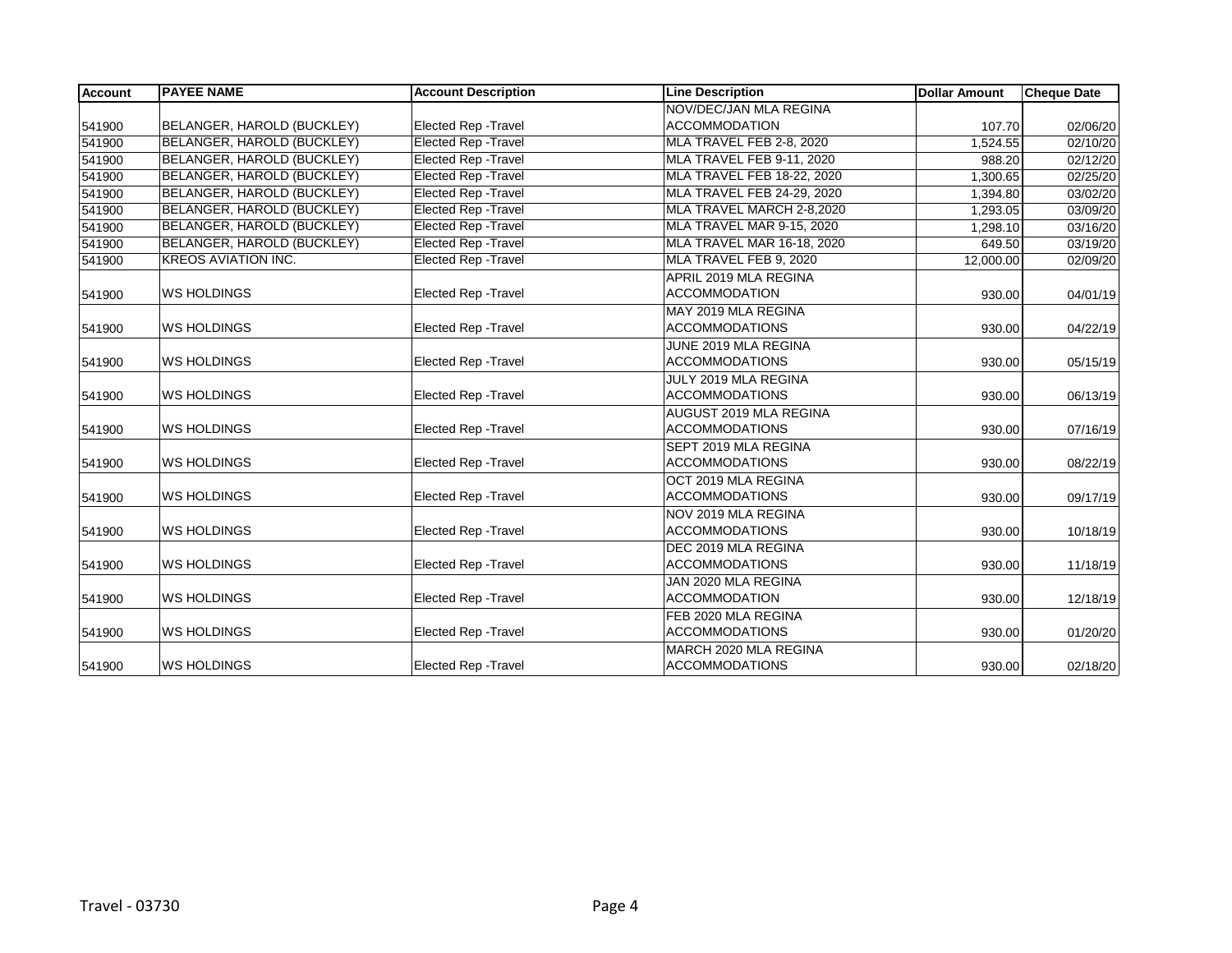| Account | PAYEE NAME | Account Description | Line Description | Dollar Amount | Cheque Date |
|---|---|---|---|---|---|
| 541900 | BELANGER, HAROLD (BUCKLEY) | Elected Rep -Travel | NOV/DEC/JAN MLA REGINA ACCOMMODATION | 107.70 | 02/06/20 |
| 541900 | BELANGER, HAROLD (BUCKLEY) | Elected Rep -Travel | MLA TRAVEL FEB 2-8, 2020 | 1,524.55 | 02/10/20 |
| 541900 | BELANGER, HAROLD (BUCKLEY) | Elected Rep -Travel | MLA TRAVEL FEB 9-11, 2020 | 988.20 | 02/12/20 |
| 541900 | BELANGER, HAROLD (BUCKLEY) | Elected Rep -Travel | MLA TRAVEL FEB 18-22, 2020 | 1,300.65 | 02/25/20 |
| 541900 | BELANGER, HAROLD (BUCKLEY) | Elected Rep -Travel | MLA TRAVEL FEB 24-29, 2020 | 1,394.80 | 03/02/20 |
| 541900 | BELANGER, HAROLD (BUCKLEY) | Elected Rep -Travel | MLA TRAVEL MARCH 2-8,2020 | 1,293.05 | 03/09/20 |
| 541900 | BELANGER, HAROLD (BUCKLEY) | Elected Rep -Travel | MLA TRAVEL MAR 9-15, 2020 | 1,298.10 | 03/16/20 |
| 541900 | BELANGER, HAROLD (BUCKLEY) | Elected Rep -Travel | MLA TRAVEL MAR 16-18, 2020 | 649.50 | 03/19/20 |
| 541900 | KREOS AVIATION INC. | Elected Rep -Travel | MLA TRAVEL FEB 9, 2020 | 12,000.00 | 02/09/20 |
| 541900 | WS HOLDINGS | Elected Rep -Travel | APRIL 2019 MLA REGINA ACCOMMODATION | 930.00 | 04/01/19 |
| 541900 | WS HOLDINGS | Elected Rep -Travel | MAY 2019 MLA REGINA ACCOMMODATIONS | 930.00 | 04/22/19 |
| 541900 | WS HOLDINGS | Elected Rep -Travel | JUNE 2019 MLA REGINA ACCOMMODATIONS | 930.00 | 05/15/19 |
| 541900 | WS HOLDINGS | Elected Rep -Travel | JULY 2019 MLA REGINA ACCOMMODATIONS | 930.00 | 06/13/19 |
| 541900 | WS HOLDINGS | Elected Rep -Travel | AUGUST 2019 MLA REGINA ACCOMMODATIONS | 930.00 | 07/16/19 |
| 541900 | WS HOLDINGS | Elected Rep -Travel | SEPT 2019 MLA REGINA ACCOMMODATIONS | 930.00 | 08/22/19 |
| 541900 | WS HOLDINGS | Elected Rep -Travel | OCT 2019 MLA REGINA ACCOMMODATIONS | 930.00 | 09/17/19 |
| 541900 | WS HOLDINGS | Elected Rep -Travel | NOV 2019 MLA REGINA ACCOMMODATIONS | 930.00 | 10/18/19 |
| 541900 | WS HOLDINGS | Elected Rep -Travel | DEC 2019 MLA REGINA ACCOMMODATIONS | 930.00 | 11/18/19 |
| 541900 | WS HOLDINGS | Elected Rep -Travel | JAN 2020 MLA REGINA ACCOMMODATION | 930.00 | 12/18/19 |
| 541900 | WS HOLDINGS | Elected Rep -Travel | FEB 2020 MLA REGINA ACCOMMODATIONS | 930.00 | 01/20/20 |
| 541900 | WS HOLDINGS | Elected Rep -Travel | MARCH 2020 MLA REGINA ACCOMMODATIONS | 930.00 | 02/18/20 |

Travel - 03730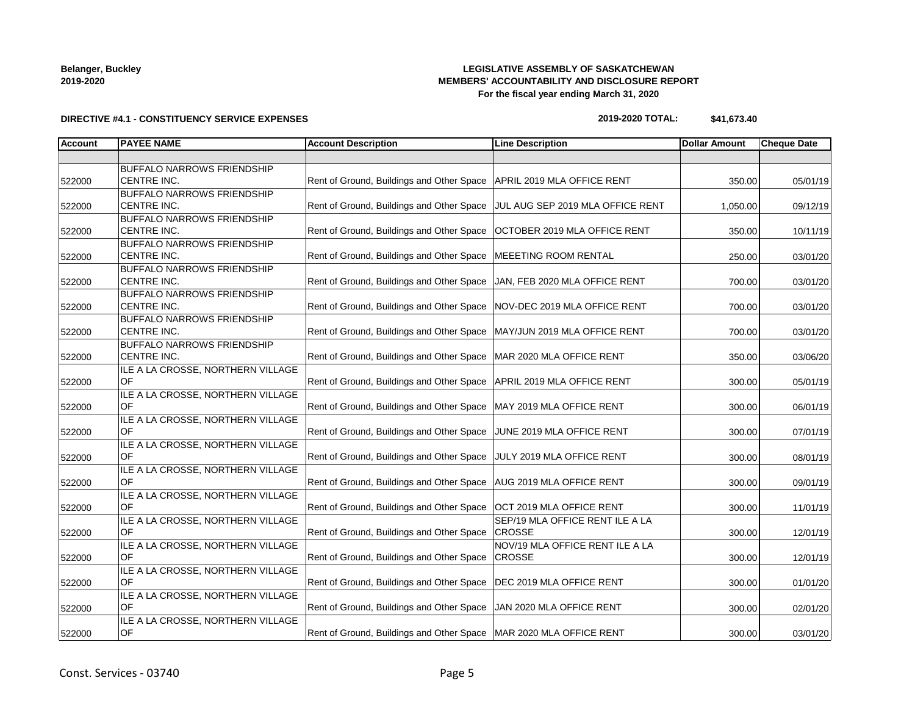**Belanger, Buckley**
**2019-2020**

**LEGISLATIVE ASSEMBLY OF SASKATCHEWAN**
**MEMBERS' ACCOUNTABILITY AND DISCLOSURE REPORT**
**For the fiscal year ending March 31, 2020**

**DIRECTIVE #4.1 - CONSTITUENCY SERVICE EXPENSES**

**2019-2020 TOTAL: $41,673.40**

| Account | PAYEE NAME | Account Description | Line Description | Dollar Amount | Cheque Date |
|---|---|---|---|---|---|
| | | | | | |
| 522000 | BUFFALO NARROWS FRIENDSHIP CENTRE INC. | Rent of Ground, Buildings and Other Space | APRIL 2019 MLA OFFICE RENT | 350.00 | 05/01/19 |
| 522000 | BUFFALO NARROWS FRIENDSHIP CENTRE INC. | Rent of Ground, Buildings and Other Space | JUL AUG SEP 2019 MLA OFFICE RENT | 1,050.00 | 09/12/19 |
| 522000 | BUFFALO NARROWS FRIENDSHIP CENTRE INC. | Rent of Ground, Buildings and Other Space | OCTOBER 2019 MLA OFFICE RENT | 350.00 | 10/11/19 |
| 522000 | BUFFALO NARROWS FRIENDSHIP CENTRE INC. | Rent of Ground, Buildings and Other Space | MEEETING ROOM RENTAL | 250.00 | 03/01/20 |
| 522000 | BUFFALO NARROWS FRIENDSHIP CENTRE INC. | Rent of Ground, Buildings and Other Space | JAN, FEB 2020 MLA OFFICE RENT | 700.00 | 03/01/20 |
| 522000 | BUFFALO NARROWS FRIENDSHIP CENTRE INC. | Rent of Ground, Buildings and Other Space | NOV-DEC 2019 MLA OFFICE RENT | 700.00 | 03/01/20 |
| 522000 | BUFFALO NARROWS FRIENDSHIP CENTRE INC. | Rent of Ground, Buildings and Other Space | MAY/JUN 2019 MLA OFFICE RENT | 700.00 | 03/01/20 |
| 522000 | BUFFALO NARROWS FRIENDSHIP CENTRE INC. | Rent of Ground, Buildings and Other Space | MAR 2020 MLA OFFICE RENT | 350.00 | 03/06/20 |
| 522000 | ILE A LA CROSSE, NORTHERN VILLAGE OF | Rent of Ground, Buildings and Other Space | APRIL 2019 MLA OFFICE RENT | 300.00 | 05/01/19 |
| 522000 | ILE A LA CROSSE, NORTHERN VILLAGE OF | Rent of Ground, Buildings and Other Space | MAY 2019 MLA OFFICE RENT | 300.00 | 06/01/19 |
| 522000 | ILE A LA CROSSE, NORTHERN VILLAGE OF | Rent of Ground, Buildings and Other Space | JUNE 2019 MLA OFFICE RENT | 300.00 | 07/01/19 |
| 522000 | ILE A LA CROSSE, NORTHERN VILLAGE OF | Rent of Ground, Buildings and Other Space | JULY 2019 MLA OFFICE RENT | 300.00 | 08/01/19 |
| 522000 | ILE A LA CROSSE, NORTHERN VILLAGE OF | Rent of Ground, Buildings and Other Space | AUG 2019 MLA OFFICE RENT | 300.00 | 09/01/19 |
| 522000 | ILE A LA CROSSE, NORTHERN VILLAGE OF | Rent of Ground, Buildings and Other Space | OCT 2019 MLA OFFICE RENT | 300.00 | 11/01/19 |
| 522000 | ILE A LA CROSSE, NORTHERN VILLAGE OF | Rent of Ground, Buildings and Other Space | SEP/19 MLA OFFICE RENT ILE A LA CROSSE | 300.00 | 12/01/19 |
| 522000 | ILE A LA CROSSE, NORTHERN VILLAGE OF | Rent of Ground, Buildings and Other Space | NOV/19 MLA OFFICE RENT ILE A LA CROSSE | 300.00 | 12/01/19 |
| 522000 | ILE A LA CROSSE, NORTHERN VILLAGE OF | Rent of Ground, Buildings and Other Space | DEC 2019 MLA OFFICE RENT | 300.00 | 01/01/20 |
| 522000 | ILE A LA CROSSE, NORTHERN VILLAGE OF | Rent of Ground, Buildings and Other Space | JAN 2020 MLA OFFICE RENT | 300.00 | 02/01/20 |
| 522000 | ILE A LA CROSSE, NORTHERN VILLAGE OF | Rent of Ground, Buildings and Other Space | MAR 2020 MLA OFFICE RENT | 300.00 | 03/01/20 |

Const. Services - 03740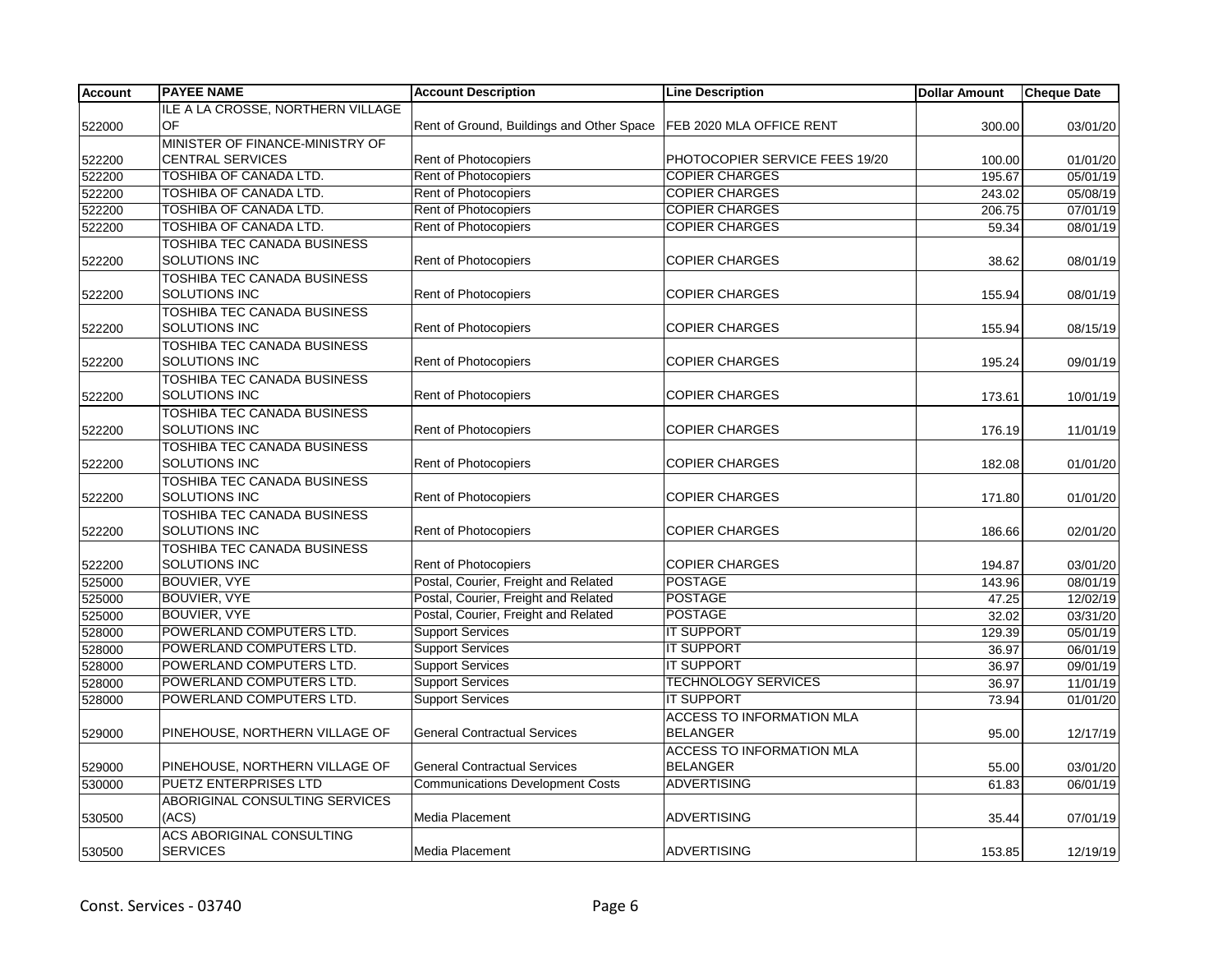| Account | PAYEE NAME | Account Description | Line Description | Dollar Amount | Cheque Date |
|---|---|---|---|---|---|
| 522000 | ILE A LA CROSSE, NORTHERN VILLAGE OF | Rent of Ground, Buildings and Other Space | FEB 2020 MLA OFFICE RENT | 300.00 | 03/01/20 |
| 522200 | MINISTER OF FINANCE-MINISTRY OF CENTRAL SERVICES | Rent of Photocopiers | PHOTOCOPIER SERVICE FEES 19/20 | 100.00 | 01/01/20 |
| 522200 | TOSHIBA OF CANADA LTD. | Rent of Photocopiers | COPIER CHARGES | 195.67 | 05/01/19 |
| 522200 | TOSHIBA OF CANADA LTD. | Rent of Photocopiers | COPIER CHARGES | 243.02 | 05/08/19 |
| 522200 | TOSHIBA OF CANADA LTD. | Rent of Photocopiers | COPIER CHARGES | 206.75 | 07/01/19 |
| 522200 | TOSHIBA OF CANADA LTD. | Rent of Photocopiers | COPIER CHARGES | 59.34 | 08/01/19 |
| 522200 | TOSHIBA TEC CANADA BUSINESS SOLUTIONS INC | Rent of Photocopiers | COPIER CHARGES | 38.62 | 08/01/19 |
| 522200 | TOSHIBA TEC CANADA BUSINESS SOLUTIONS INC | Rent of Photocopiers | COPIER CHARGES | 155.94 | 08/01/19 |
| 522200 | TOSHIBA TEC CANADA BUSINESS SOLUTIONS INC | Rent of Photocopiers | COPIER CHARGES | 155.94 | 08/15/19 |
| 522200 | TOSHIBA TEC CANADA BUSINESS SOLUTIONS INC | Rent of Photocopiers | COPIER CHARGES | 195.24 | 09/01/19 |
| 522200 | TOSHIBA TEC CANADA BUSINESS SOLUTIONS INC | Rent of Photocopiers | COPIER CHARGES | 173.61 | 10/01/19 |
| 522200 | TOSHIBA TEC CANADA BUSINESS SOLUTIONS INC | Rent of Photocopiers | COPIER CHARGES | 176.19 | 11/01/19 |
| 522200 | TOSHIBA TEC CANADA BUSINESS SOLUTIONS INC | Rent of Photocopiers | COPIER CHARGES | 182.08 | 01/01/20 |
| 522200 | TOSHIBA TEC CANADA BUSINESS SOLUTIONS INC | Rent of Photocopiers | COPIER CHARGES | 171.80 | 01/01/20 |
| 522200 | TOSHIBA TEC CANADA BUSINESS SOLUTIONS INC | Rent of Photocopiers | COPIER CHARGES | 186.66 | 02/01/20 |
| 522200 | TOSHIBA TEC CANADA BUSINESS SOLUTIONS INC | Rent of Photocopiers | COPIER CHARGES | 194.87 | 03/01/20 |
| 525000 | BOUVIER, VYE | Postal, Courier, Freight and Related | POSTAGE | 143.96 | 08/01/19 |
| 525000 | BOUVIER, VYE | Postal, Courier, Freight and Related | POSTAGE | 47.25 | 12/02/19 |
| 525000 | BOUVIER, VYE | Postal, Courier, Freight and Related | POSTAGE | 32.02 | 03/31/20 |
| 528000 | POWERLAND COMPUTERS LTD. | Support Services | IT SUPPORT | 129.39 | 05/01/19 |
| 528000 | POWERLAND COMPUTERS LTD. | Support Services | IT SUPPORT | 36.97 | 06/01/19 |
| 528000 | POWERLAND COMPUTERS LTD. | Support Services | IT SUPPORT | 36.97 | 09/01/19 |
| 528000 | POWERLAND COMPUTERS LTD. | Support Services | TECHNOLOGY SERVICES | 36.97 | 11/01/19 |
| 528000 | POWERLAND COMPUTERS LTD. | Support Services | IT SUPPORT | 73.94 | 01/01/20 |
| 529000 | PINEHOUSE, NORTHERN VILLAGE OF | General Contractual Services | ACCESS TO INFORMATION MLA BELANGER | 95.00 | 12/17/19 |
| 529000 | PINEHOUSE, NORTHERN VILLAGE OF | General Contractual Services | ACCESS TO INFORMATION MLA BELANGER | 55.00 | 03/01/20 |
| 530000 | PUETZ ENTERPRISES LTD | Communications Development Costs | ADVERTISING | 61.83 | 06/01/19 |
| 530500 | ABORIGINAL CONSULTING SERVICES (ACS) | Media Placement | ADVERTISING | 35.44 | 07/01/19 |
| 530500 | ACS ABORIGINAL CONSULTING SERVICES | Media Placement | ADVERTISING | 153.85 | 12/19/19 |

Const. Services - 03740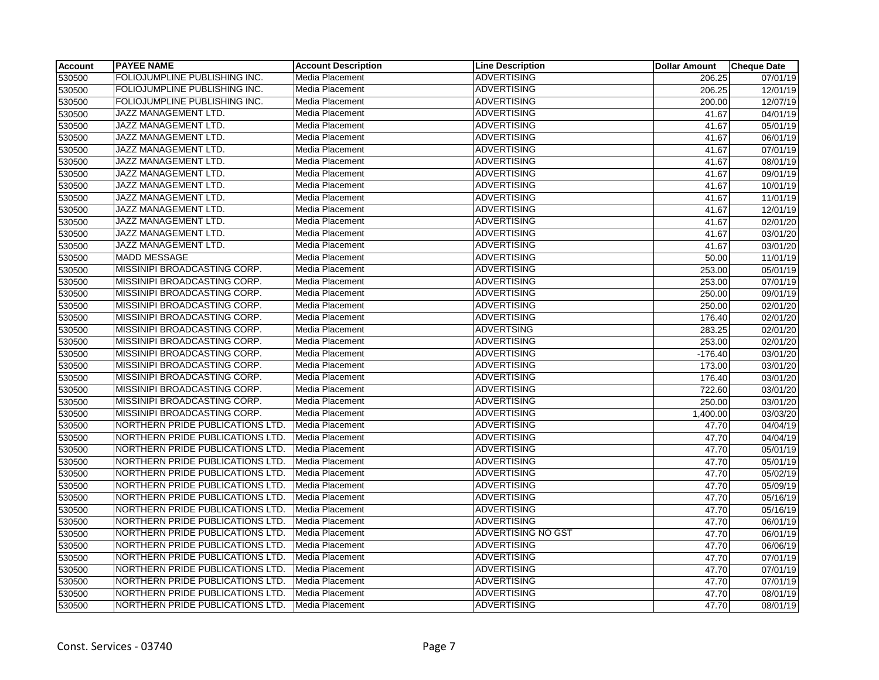| Account | PAYEE NAME | Account Description | Line Description | Dollar Amount | Cheque Date |
|---|---|---|---|---|---|
| 530500 | FOLIOJUMPLINE PUBLISHING INC. | Media Placement | ADVERTISING | 206.25 | 07/01/19 |
| 530500 | FOLIOJUMPLINE PUBLISHING INC. | Media Placement | ADVERTISING | 206.25 | 12/01/19 |
| 530500 | FOLIOJUMPLINE PUBLISHING INC. | Media Placement | ADVERTISING | 200.00 | 12/07/19 |
| 530500 | JAZZ MANAGEMENT LTD. | Media Placement | ADVERTISING | 41.67 | 04/01/19 |
| 530500 | JAZZ MANAGEMENT LTD. | Media Placement | ADVERTISING | 41.67 | 05/01/19 |
| 530500 | JAZZ MANAGEMENT LTD. | Media Placement | ADVERTISING | 41.67 | 06/01/19 |
| 530500 | JAZZ MANAGEMENT LTD. | Media Placement | ADVERTISING | 41.67 | 07/01/19 |
| 530500 | JAZZ MANAGEMENT LTD. | Media Placement | ADVERTISING | 41.67 | 08/01/19 |
| 530500 | JAZZ MANAGEMENT LTD. | Media Placement | ADVERTISING | 41.67 | 09/01/19 |
| 530500 | JAZZ MANAGEMENT LTD. | Media Placement | ADVERTISING | 41.67 | 10/01/19 |
| 530500 | JAZZ MANAGEMENT LTD. | Media Placement | ADVERTISING | 41.67 | 11/01/19 |
| 530500 | JAZZ MANAGEMENT LTD. | Media Placement | ADVERTISING | 41.67 | 12/01/19 |
| 530500 | JAZZ MANAGEMENT LTD. | Media Placement | ADVERTISING | 41.67 | 02/01/20 |
| 530500 | JAZZ MANAGEMENT LTD. | Media Placement | ADVERTISING | 41.67 | 03/01/20 |
| 530500 | JAZZ MANAGEMENT LTD. | Media Placement | ADVERTISING | 41.67 | 03/01/20 |
| 530500 | MADD MESSAGE | Media Placement | ADVERTISING | 50.00 | 11/01/19 |
| 530500 | MISSINIPI BROADCASTING CORP. | Media Placement | ADVERTISING | 253.00 | 05/01/19 |
| 530500 | MISSINIPI BROADCASTING CORP. | Media Placement | ADVERTISING | 253.00 | 07/01/19 |
| 530500 | MISSINIPI BROADCASTING CORP. | Media Placement | ADVERTISING | 250.00 | 09/01/19 |
| 530500 | MISSINIPI BROADCASTING CORP. | Media Placement | ADVERTISING | 250.00 | 02/01/20 |
| 530500 | MISSINIPI BROADCASTING CORP. | Media Placement | ADVERTISING | 176.40 | 02/01/20 |
| 530500 | MISSINIPI BROADCASTING CORP. | Media Placement | ADVERTSING | 283.25 | 02/01/20 |
| 530500 | MISSINIPI BROADCASTING CORP. | Media Placement | ADVERTISING | 253.00 | 02/01/20 |
| 530500 | MISSINIPI BROADCASTING CORP. | Media Placement | ADVERTISING | -176.40 | 03/01/20 |
| 530500 | MISSINIPI BROADCASTING CORP. | Media Placement | ADVERTISING | 173.00 | 03/01/20 |
| 530500 | MISSINIPI BROADCASTING CORP. | Media Placement | ADVERTISING | 176.40 | 03/01/20 |
| 530500 | MISSINIPI BROADCASTING CORP. | Media Placement | ADVERTISING | 722.60 | 03/01/20 |
| 530500 | MISSINIPI BROADCASTING CORP. | Media Placement | ADVERTISING | 250.00 | 03/01/20 |
| 530500 | MISSINIPI BROADCASTING CORP. | Media Placement | ADVERTISING | 1,400.00 | 03/03/20 |
| 530500 | NORTHERN PRIDE PUBLICATIONS LTD. | Media Placement | ADVERTISING | 47.70 | 04/04/19 |
| 530500 | NORTHERN PRIDE PUBLICATIONS LTD. | Media Placement | ADVERTISING | 47.70 | 04/04/19 |
| 530500 | NORTHERN PRIDE PUBLICATIONS LTD. | Media Placement | ADVERTISING | 47.70 | 05/01/19 |
| 530500 | NORTHERN PRIDE PUBLICATIONS LTD. | Media Placement | ADVERTISING | 47.70 | 05/01/19 |
| 530500 | NORTHERN PRIDE PUBLICATIONS LTD. | Media Placement | ADVERTISING | 47.70 | 05/02/19 |
| 530500 | NORTHERN PRIDE PUBLICATIONS LTD. | Media Placement | ADVERTISING | 47.70 | 05/09/19 |
| 530500 | NORTHERN PRIDE PUBLICATIONS LTD. | Media Placement | ADVERTISING | 47.70 | 05/16/19 |
| 530500 | NORTHERN PRIDE PUBLICATIONS LTD. | Media Placement | ADVERTISING | 47.70 | 05/16/19 |
| 530500 | NORTHERN PRIDE PUBLICATIONS LTD. | Media Placement | ADVERTISING | 47.70 | 06/01/19 |
| 530500 | NORTHERN PRIDE PUBLICATIONS LTD. | Media Placement | ADVERTISING NO GST | 47.70 | 06/01/19 |
| 530500 | NORTHERN PRIDE PUBLICATIONS LTD. | Media Placement | ADVERTISING | 47.70 | 06/06/19 |
| 530500 | NORTHERN PRIDE PUBLICATIONS LTD. | Media Placement | ADVERTISING | 47.70 | 07/01/19 |
| 530500 | NORTHERN PRIDE PUBLICATIONS LTD. | Media Placement | ADVERTISING | 47.70 | 07/01/19 |
| 530500 | NORTHERN PRIDE PUBLICATIONS LTD. | Media Placement | ADVERTISING | 47.70 | 07/01/19 |
| 530500 | NORTHERN PRIDE PUBLICATIONS LTD. | Media Placement | ADVERTISING | 47.70 | 08/01/19 |
| 530500 | NORTHERN PRIDE PUBLICATIONS LTD. | Media Placement | ADVERTISING | 47.70 | 08/01/19 |

Const. Services - 03740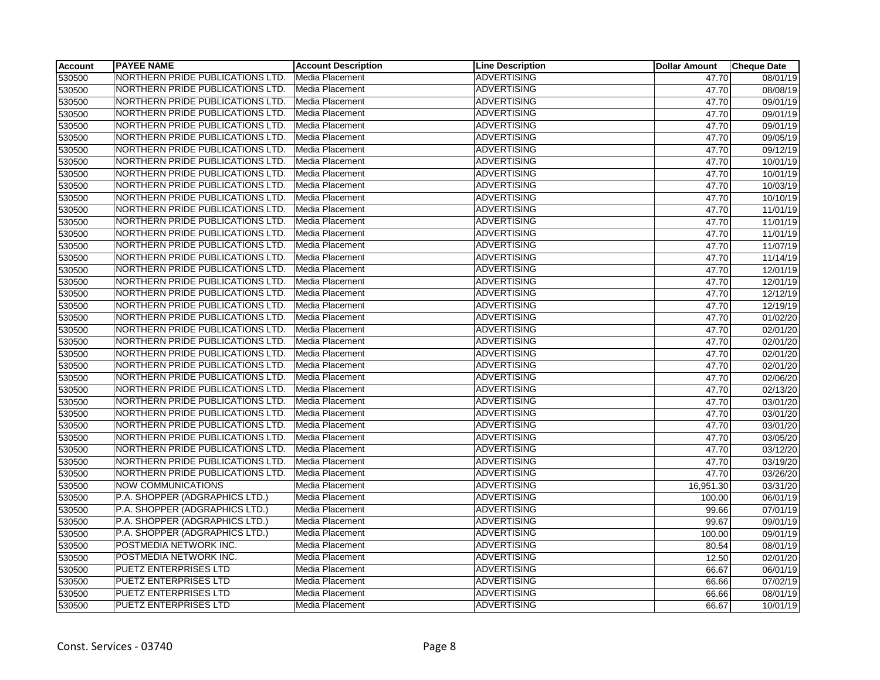| Account | PAYEE NAME | Account Description | Line Description | Dollar Amount | Cheque Date |
|---|---|---|---|---|---|
| 530500 | NORTHERN PRIDE PUBLICATIONS LTD. | Media Placement | ADVERTISING | 47.70 | 08/01/19 |
| 530500 | NORTHERN PRIDE PUBLICATIONS LTD. | Media Placement | ADVERTISING | 47.70 | 08/08/19 |
| 530500 | NORTHERN PRIDE PUBLICATIONS LTD. | Media Placement | ADVERTISING | 47.70 | 09/01/19 |
| 530500 | NORTHERN PRIDE PUBLICATIONS LTD. | Media Placement | ADVERTISING | 47.70 | 09/01/19 |
| 530500 | NORTHERN PRIDE PUBLICATIONS LTD. | Media Placement | ADVERTISING | 47.70 | 09/01/19 |
| 530500 | NORTHERN PRIDE PUBLICATIONS LTD. | Media Placement | ADVERTISING | 47.70 | 09/05/19 |
| 530500 | NORTHERN PRIDE PUBLICATIONS LTD. | Media Placement | ADVERTISING | 47.70 | 09/12/19 |
| 530500 | NORTHERN PRIDE PUBLICATIONS LTD. | Media Placement | ADVERTISING | 47.70 | 10/01/19 |
| 530500 | NORTHERN PRIDE PUBLICATIONS LTD. | Media Placement | ADVERTISING | 47.70 | 10/01/19 |
| 530500 | NORTHERN PRIDE PUBLICATIONS LTD. | Media Placement | ADVERTISING | 47.70 | 10/03/19 |
| 530500 | NORTHERN PRIDE PUBLICATIONS LTD. | Media Placement | ADVERTISING | 47.70 | 10/10/19 |
| 530500 | NORTHERN PRIDE PUBLICATIONS LTD. | Media Placement | ADVERTISING | 47.70 | 11/01/19 |
| 530500 | NORTHERN PRIDE PUBLICATIONS LTD. | Media Placement | ADVERTISING | 47.70 | 11/01/19 |
| 530500 | NORTHERN PRIDE PUBLICATIONS LTD. | Media Placement | ADVERTISING | 47.70 | 11/01/19 |
| 530500 | NORTHERN PRIDE PUBLICATIONS LTD. | Media Placement | ADVERTISING | 47.70 | 11/07/19 |
| 530500 | NORTHERN PRIDE PUBLICATIONS LTD. | Media Placement | ADVERTISING | 47.70 | 11/14/19 |
| 530500 | NORTHERN PRIDE PUBLICATIONS LTD. | Media Placement | ADVERTISING | 47.70 | 12/01/19 |
| 530500 | NORTHERN PRIDE PUBLICATIONS LTD. | Media Placement | ADVERTISING | 47.70 | 12/01/19 |
| 530500 | NORTHERN PRIDE PUBLICATIONS LTD. | Media Placement | ADVERTISING | 47.70 | 12/12/19 |
| 530500 | NORTHERN PRIDE PUBLICATIONS LTD. | Media Placement | ADVERTISING | 47.70 | 12/19/19 |
| 530500 | NORTHERN PRIDE PUBLICATIONS LTD. | Media Placement | ADVERTISING | 47.70 | 01/02/20 |
| 530500 | NORTHERN PRIDE PUBLICATIONS LTD. | Media Placement | ADVERTISING | 47.70 | 02/01/20 |
| 530500 | NORTHERN PRIDE PUBLICATIONS LTD. | Media Placement | ADVERTISING | 47.70 | 02/01/20 |
| 530500 | NORTHERN PRIDE PUBLICATIONS LTD. | Media Placement | ADVERTISING | 47.70 | 02/01/20 |
| 530500 | NORTHERN PRIDE PUBLICATIONS LTD. | Media Placement | ADVERTISING | 47.70 | 02/01/20 |
| 530500 | NORTHERN PRIDE PUBLICATIONS LTD. | Media Placement | ADVERTISING | 47.70 | 02/06/20 |
| 530500 | NORTHERN PRIDE PUBLICATIONS LTD. | Media Placement | ADVERTISING | 47.70 | 02/13/20 |
| 530500 | NORTHERN PRIDE PUBLICATIONS LTD. | Media Placement | ADVERTISING | 47.70 | 03/01/20 |
| 530500 | NORTHERN PRIDE PUBLICATIONS LTD. | Media Placement | ADVERTISING | 47.70 | 03/01/20 |
| 530500 | NORTHERN PRIDE PUBLICATIONS LTD. | Media Placement | ADVERTISING | 47.70 | 03/01/20 |
| 530500 | NORTHERN PRIDE PUBLICATIONS LTD. | Media Placement | ADVERTISING | 47.70 | 03/05/20 |
| 530500 | NORTHERN PRIDE PUBLICATIONS LTD. | Media Placement | ADVERTISING | 47.70 | 03/12/20 |
| 530500 | NORTHERN PRIDE PUBLICATIONS LTD. | Media Placement | ADVERTISING | 47.70 | 03/19/20 |
| 530500 | NORTHERN PRIDE PUBLICATIONS LTD. | Media Placement | ADVERTISING | 47.70 | 03/26/20 |
| 530500 | NOW COMMUNICATIONS | Media Placement | ADVERTISING | 16,951.30 | 03/31/20 |
| 530500 | P.A. SHOPPER (ADGRAPHICS LTD.) | Media Placement | ADVERTISING | 100.00 | 06/01/19 |
| 530500 | P.A. SHOPPER (ADGRAPHICS LTD.) | Media Placement | ADVERTISING | 99.66 | 07/01/19 |
| 530500 | P.A. SHOPPER (ADGRAPHICS LTD.) | Media Placement | ADVERTISING | 99.67 | 09/01/19 |
| 530500 | P.A. SHOPPER (ADGRAPHICS LTD.) | Media Placement | ADVERTISING | 100.00 | 09/01/19 |
| 530500 | POSTMEDIA NETWORK INC. | Media Placement | ADVERTISING | 80.54 | 08/01/19 |
| 530500 | POSTMEDIA NETWORK INC. | Media Placement | ADVERTISING | 12.50 | 02/01/20 |
| 530500 | PUETZ ENTERPRISES LTD | Media Placement | ADVERTISING | 66.67 | 06/01/19 |
| 530500 | PUETZ ENTERPRISES LTD | Media Placement | ADVERTISING | 66.66 | 07/02/19 |
| 530500 | PUETZ ENTERPRISES LTD | Media Placement | ADVERTISING | 66.66 | 08/01/19 |
| 530500 | PUETZ ENTERPRISES LTD | Media Placement | ADVERTISING | 66.67 | 10/01/19 |

Const. Services - 03740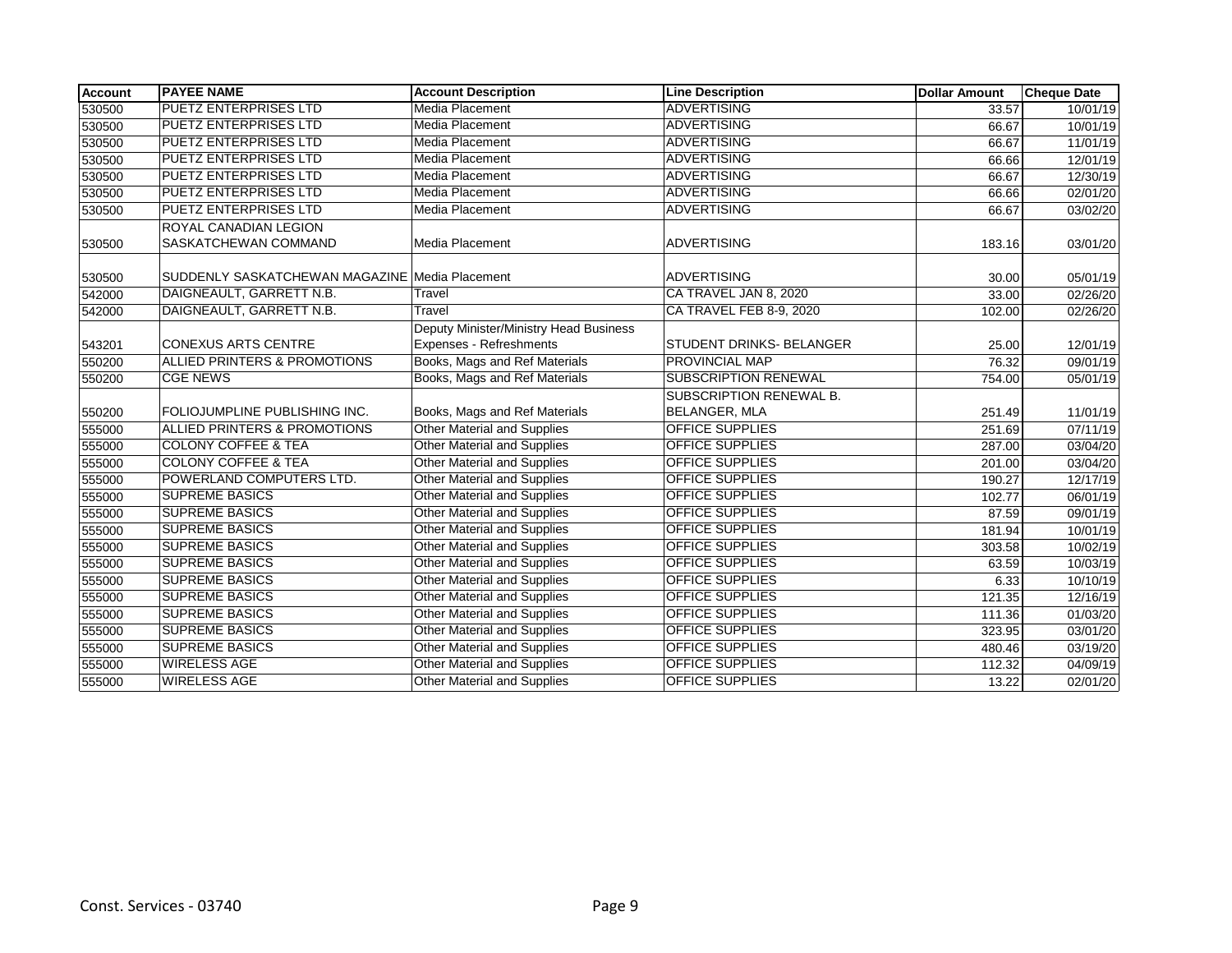| Account | PAYEE NAME | Account Description | Line Description | Dollar Amount | Cheque Date |
|---|---|---|---|---|---|
| 530500 | PUETZ ENTERPRISES LTD | Media Placement | ADVERTISING | 33.57 | 10/01/19 |
| 530500 | PUETZ ENTERPRISES LTD | Media Placement | ADVERTISING | 66.67 | 10/01/19 |
| 530500 | PUETZ ENTERPRISES LTD | Media Placement | ADVERTISING | 66.67 | 11/01/19 |
| 530500 | PUETZ ENTERPRISES LTD | Media Placement | ADVERTISING | 66.66 | 12/01/19 |
| 530500 | PUETZ ENTERPRISES LTD | Media Placement | ADVERTISING | 66.67 | 12/30/19 |
| 530500 | PUETZ ENTERPRISES LTD | Media Placement | ADVERTISING | 66.66 | 02/01/20 |
| 530500 | PUETZ ENTERPRISES LTD | Media Placement | ADVERTISING | 66.67 | 03/02/20 |
| 530500 | ROYAL CANADIAN LEGION SASKATCHEWAN COMMAND | Media Placement | ADVERTISING | 183.16 | 03/01/20 |
| 530500 | SUDDENLY SASKATCHEWAN MAGAZINE | Media Placement | ADVERTISING | 30.00 | 05/01/19 |
| 542000 | DAIGNEAULT, GARRETT N.B. | Travel | CA TRAVEL JAN 8, 2020 | 33.00 | 02/26/20 |
| 542000 | DAIGNEAULT, GARRETT N.B. | Travel | CA TRAVEL FEB 8-9, 2020 | 102.00 | 02/26/20 |
| 543201 | CONEXUS ARTS CENTRE | Deputy Minister/Ministry Head Business Expenses - Refreshments | STUDENT DRINKS- BELANGER | 25.00 | 12/01/19 |
| 550200 | ALLIED PRINTERS & PROMOTIONS | Books, Mags and Ref Materials | PROVINCIAL MAP | 76.32 | 09/01/19 |
| 550200 | CGE NEWS | Books, Mags and Ref Materials | SUBSCRIPTION RENEWAL | 754.00 | 05/01/19 |
| 550200 | FOLIOJUMPLINE PUBLISHING INC. | Books, Mags and Ref Materials | SUBSCRIPTION RENEWAL B. BELANGER, MLA | 251.49 | 11/01/19 |
| 555000 | ALLIED PRINTERS & PROMOTIONS | Other Material and Supplies | OFFICE SUPPLIES | 251.69 | 07/11/19 |
| 555000 | COLONY COFFEE & TEA | Other Material and Supplies | OFFICE SUPPLIES | 287.00 | 03/04/20 |
| 555000 | COLONY COFFEE & TEA | Other Material and Supplies | OFFICE SUPPLIES | 201.00 | 03/04/20 |
| 555000 | POWERLAND COMPUTERS LTD. | Other Material and Supplies | OFFICE SUPPLIES | 190.27 | 12/17/19 |
| 555000 | SUPREME BASICS | Other Material and Supplies | OFFICE SUPPLIES | 102.77 | 06/01/19 |
| 555000 | SUPREME BASICS | Other Material and Supplies | OFFICE SUPPLIES | 87.59 | 09/01/19 |
| 555000 | SUPREME BASICS | Other Material and Supplies | OFFICE SUPPLIES | 181.94 | 10/01/19 |
| 555000 | SUPREME BASICS | Other Material and Supplies | OFFICE SUPPLIES | 303.58 | 10/02/19 |
| 555000 | SUPREME BASICS | Other Material and Supplies | OFFICE SUPPLIES | 63.59 | 10/03/19 |
| 555000 | SUPREME BASICS | Other Material and Supplies | OFFICE SUPPLIES | 6.33 | 10/10/19 |
| 555000 | SUPREME BASICS | Other Material and Supplies | OFFICE SUPPLIES | 121.35 | 12/16/19 |
| 555000 | SUPREME BASICS | Other Material and Supplies | OFFICE SUPPLIES | 111.36 | 01/03/20 |
| 555000 | SUPREME BASICS | Other Material and Supplies | OFFICE SUPPLIES | 323.95 | 03/01/20 |
| 555000 | SUPREME BASICS | Other Material and Supplies | OFFICE SUPPLIES | 480.46 | 03/19/20 |
| 555000 | WIRELESS AGE | Other Material and Supplies | OFFICE SUPPLIES | 112.32 | 04/09/19 |
| 555000 | WIRELESS AGE | Other Material and Supplies | OFFICE SUPPLIES | 13.22 | 02/01/20 |

Const. Services - 03740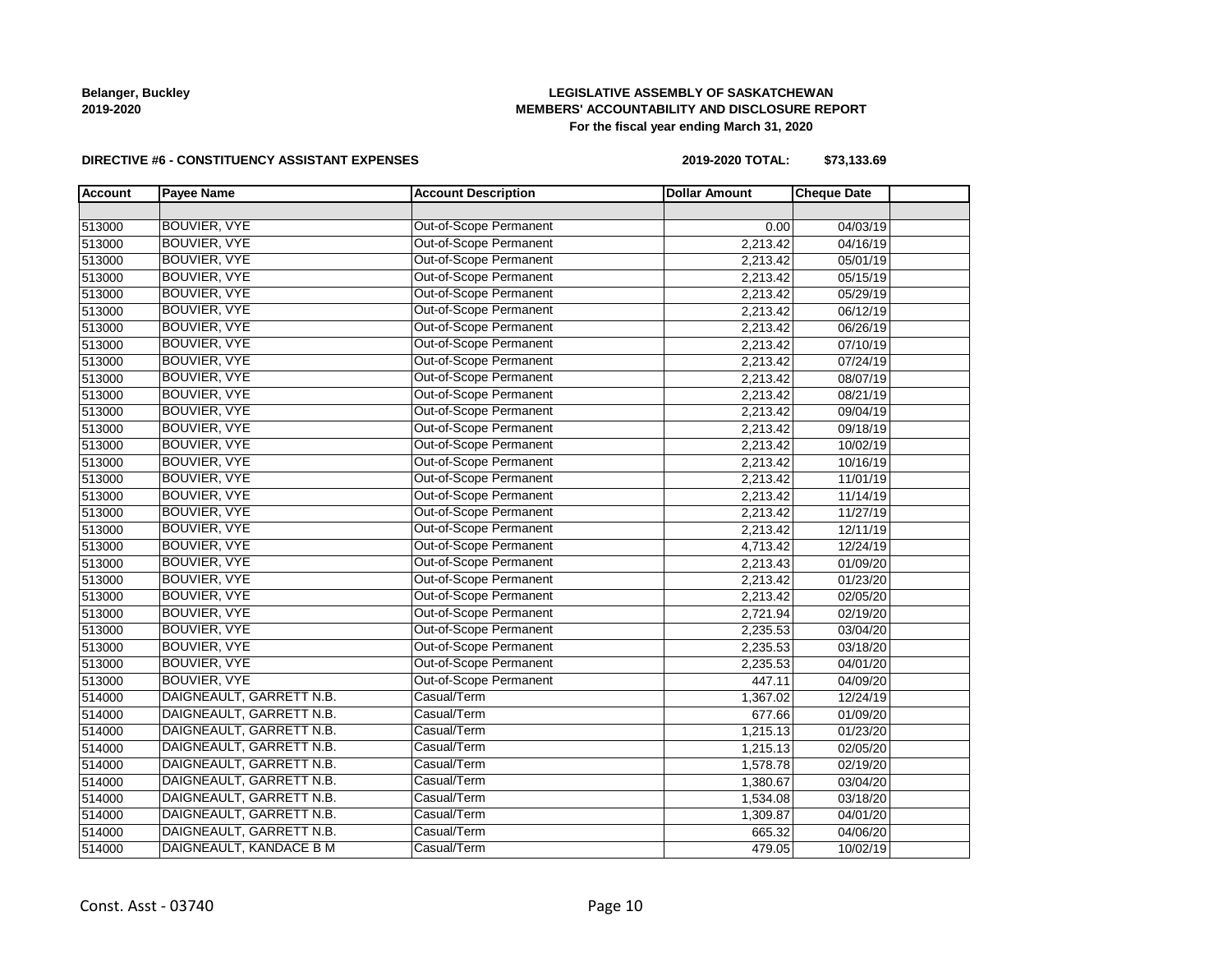**Belanger, Buckley**
**2019-2020**

**LEGISLATIVE ASSEMBLY OF SASKATCHEWAN**
**MEMBERS' ACCOUNTABILITY AND DISCLOSURE REPORT**
**For the fiscal year ending March 31, 2020**

**DIRECTIVE #6 - CONSTITUENCY ASSISTANT EXPENSES**

**2019-2020 TOTAL: $73,133.69**

| Account | Payee Name | Account Description | Dollar Amount | Cheque Date | |
|---|---|---|---|---|---|
| | | | | | |
| 513000 | BOUVIER, VYE | Out-of-Scope Permanent | 0.00 | 04/03/19 | |
| 513000 | BOUVIER, VYE | Out-of-Scope Permanent | 2,213.42 | 04/16/19 | |
| 513000 | BOUVIER, VYE | Out-of-Scope Permanent | 2,213.42 | 05/01/19 | |
| 513000 | BOUVIER, VYE | Out-of-Scope Permanent | 2,213.42 | 05/15/19 | |
| 513000 | BOUVIER, VYE | Out-of-Scope Permanent | 2,213.42 | 05/29/19 | |
| 513000 | BOUVIER, VYE | Out-of-Scope Permanent | 2,213.42 | 06/12/19 | |
| 513000 | BOUVIER, VYE | Out-of-Scope Permanent | 2,213.42 | 06/26/19 | |
| 513000 | BOUVIER, VYE | Out-of-Scope Permanent | 2,213.42 | 07/10/19 | |
| 513000 | BOUVIER, VYE | Out-of-Scope Permanent | 2,213.42 | 07/24/19 | |
| 513000 | BOUVIER, VYE | Out-of-Scope Permanent | 2,213.42 | 08/07/19 | |
| 513000 | BOUVIER, VYE | Out-of-Scope Permanent | 2,213.42 | 08/21/19 | |
| 513000 | BOUVIER, VYE | Out-of-Scope Permanent | 2,213.42 | 09/04/19 | |
| 513000 | BOUVIER, VYE | Out-of-Scope Permanent | 2,213.42 | 09/18/19 | |
| 513000 | BOUVIER, VYE | Out-of-Scope Permanent | 2,213.42 | 10/02/19 | |
| 513000 | BOUVIER, VYE | Out-of-Scope Permanent | 2,213.42 | 10/16/19 | |
| 513000 | BOUVIER, VYE | Out-of-Scope Permanent | 2,213.42 | 11/01/19 | |
| 513000 | BOUVIER, VYE | Out-of-Scope Permanent | 2,213.42 | 11/14/19 | |
| 513000 | BOUVIER, VYE | Out-of-Scope Permanent | 2,213.42 | 11/27/19 | |
| 513000 | BOUVIER, VYE | Out-of-Scope Permanent | 2,213.42 | 12/11/19 | |
| 513000 | BOUVIER, VYE | Out-of-Scope Permanent | 4,713.42 | 12/24/19 | |
| 513000 | BOUVIER, VYE | Out-of-Scope Permanent | 2,213.43 | 01/09/20 | |
| 513000 | BOUVIER, VYE | Out-of-Scope Permanent | 2,213.42 | 01/23/20 | |
| 513000 | BOUVIER, VYE | Out-of-Scope Permanent | 2,213.42 | 02/05/20 | |
| 513000 | BOUVIER, VYE | Out-of-Scope Permanent | 2,721.94 | 02/19/20 | |
| 513000 | BOUVIER, VYE | Out-of-Scope Permanent | 2,235.53 | 03/04/20 | |
| 513000 | BOUVIER, VYE | Out-of-Scope Permanent | 2,235.53 | 03/18/20 | |
| 513000 | BOUVIER, VYE | Out-of-Scope Permanent | 2,235.53 | 04/01/20 | |
| 513000 | BOUVIER, VYE | Out-of-Scope Permanent | 447.11 | 04/09/20 | |
| 514000 | DAIGNEAULT, GARRETT N.B. | Casual/Term | 1,367.02 | 12/24/19 | |
| 514000 | DAIGNEAULT, GARRETT N.B. | Casual/Term | 677.66 | 01/09/20 | |
| 514000 | DAIGNEAULT, GARRETT N.B. | Casual/Term | 1,215.13 | 01/23/20 | |
| 514000 | DAIGNEAULT, GARRETT N.B. | Casual/Term | 1,215.13 | 02/05/20 | |
| 514000 | DAIGNEAULT, GARRETT N.B. | Casual/Term | 1,578.78 | 02/19/20 | |
| 514000 | DAIGNEAULT, GARRETT N.B. | Casual/Term | 1,380.67 | 03/04/20 | |
| 514000 | DAIGNEAULT, GARRETT N.B. | Casual/Term | 1,534.08 | 03/18/20 | |
| 514000 | DAIGNEAULT, GARRETT N.B. | Casual/Term | 1,309.87 | 04/01/20 | |
| 514000 | DAIGNEAULT, GARRETT N.B. | Casual/Term | 665.32 | 04/06/20 | |
| 514000 | DAIGNEAULT, KANDACE B M | Casual/Term | 479.05 | 10/02/19 | |

Const. Asst - 03740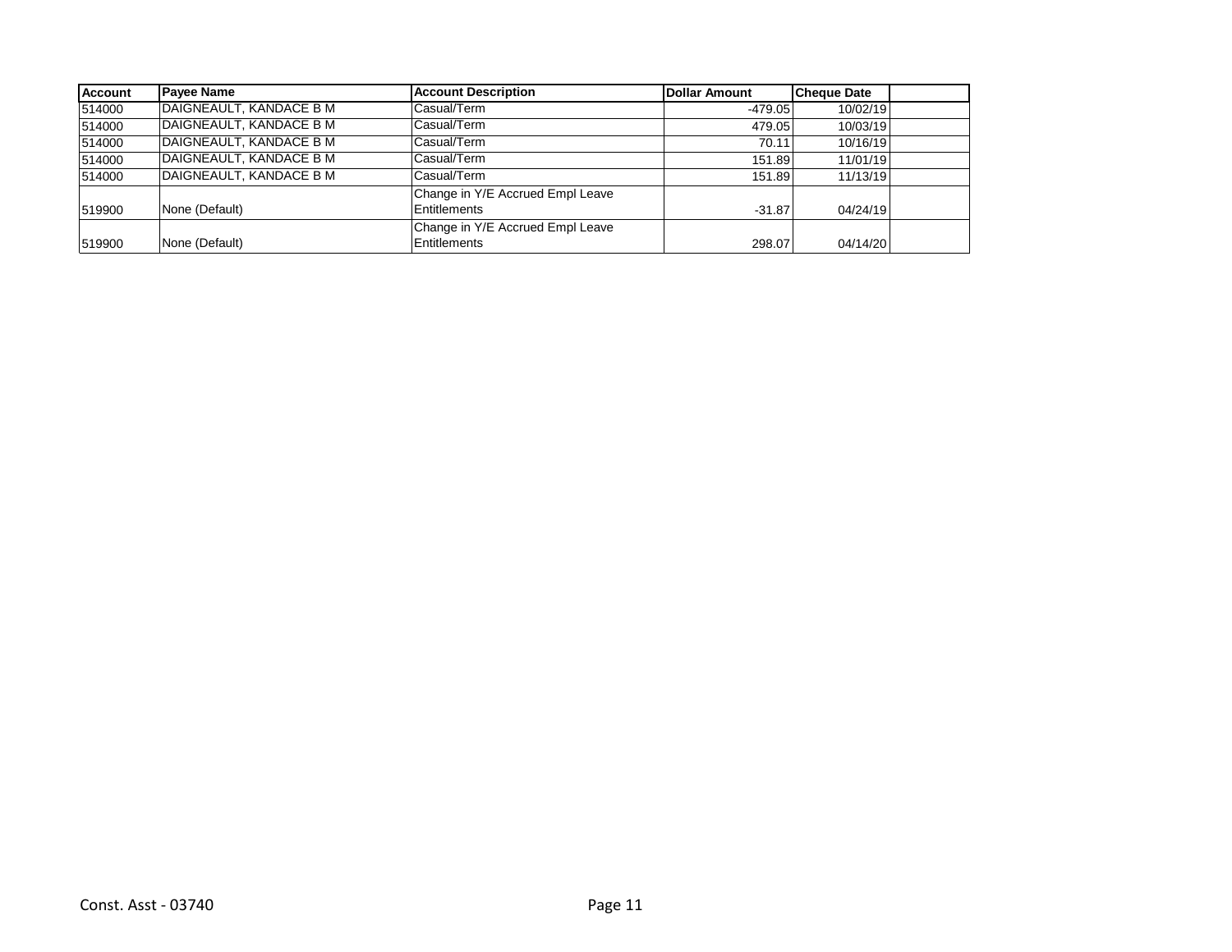| Account | Payee Name | Account Description | Dollar Amount | Cheque Date | |
|---|---|---|---|---|---|
| 514000 | DAIGNEAULT, KANDACE B M | Casual/Term | -479.05 | 10/02/19 | |
| 514000 | DAIGNEAULT, KANDACE B M | Casual/Term | 479.05 | 10/03/19 | |
| 514000 | DAIGNEAULT, KANDACE B M | Casual/Term | 70.11 | 10/16/19 | |
| 514000 | DAIGNEAULT, KANDACE B M | Casual/Term | 151.89 | 11/01/19 | |
| 514000 | DAIGNEAULT, KANDACE B M | Casual/Term | 151.89 | 11/13/19 | |
| 519900 | None (Default) | Change in Y/E Accrued Empl Leave Entitlements | -31.87 | 04/24/19 | |
| 519900 | None (Default) | Change in Y/E Accrued Empl Leave Entitlements | 298.07 | 04/14/20 | |

Const. Asst - 03740